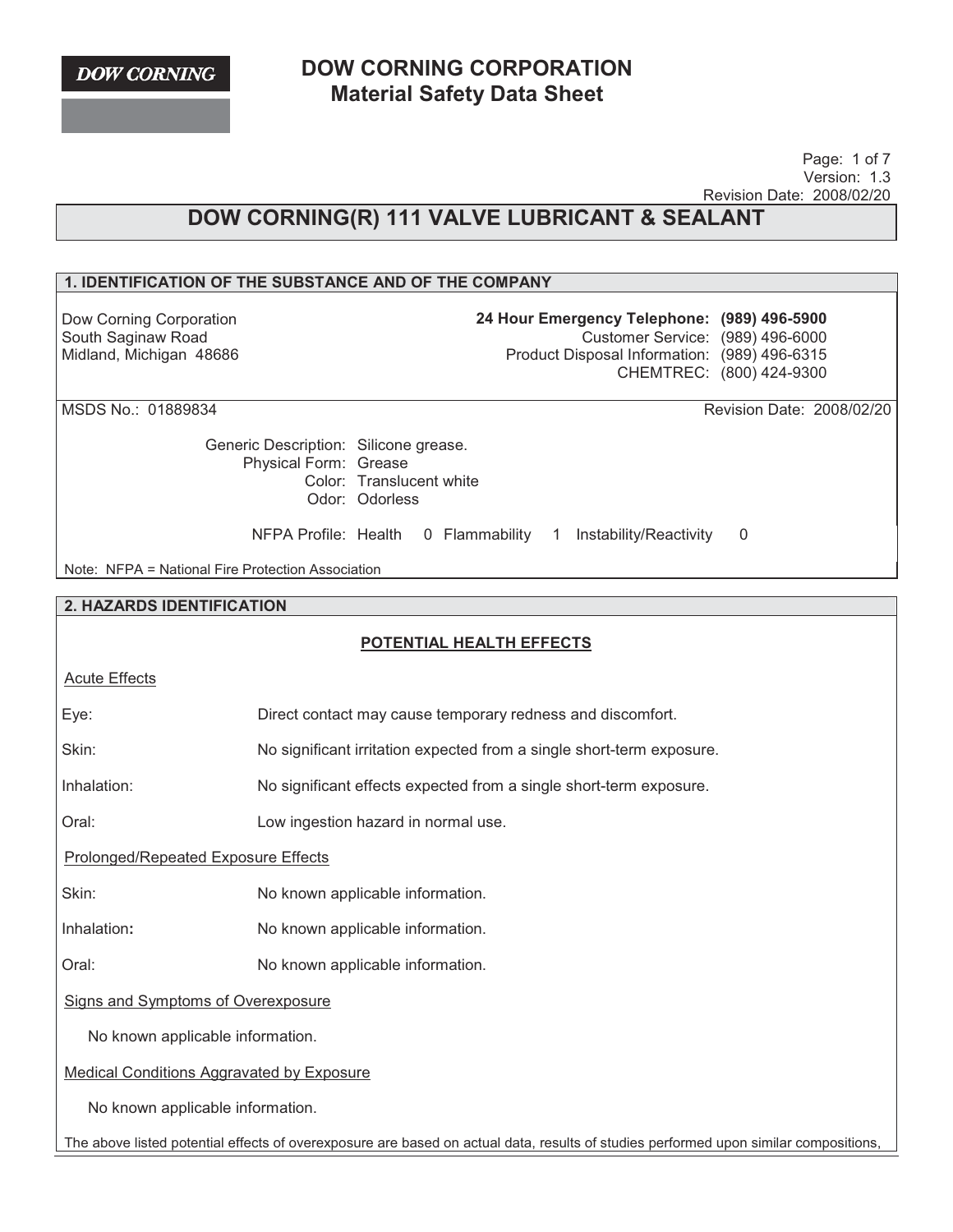DOW CORNING

# DOW CORNING CORPORATION
# Material Safety Data Sheet

Version: 1.3
Revision Date: 2008/02/20

## DOW CORNING(R) 111 VALVE LUBRICANT & SEALANT

## 1. IDENTIFICATION OF THE SUBSTANCE AND OF THE COMPANY

Dow Corning Corporation
South Saginaw Road
Midland, Michigan 48686

**24 Hour Emergency Telephone: (989) 496-5900**
Customer Service: (989) 496-6000
Product Disposal Information: (989) 496-6315
CHEMTREC: (800) 424-9300

MSDS No.: 01889834

Revision Date: 2008/02/20

Generic Description: Silicone grease.
Physical Form: Grease
Color: Translucent white
Odor: Odorless

NFPA Profile: Health 0 Flammability 1 Instability/Reactivity 0

Note: NFPA = National Fire Protection Association

## 2. HAZARDS IDENTIFICATION

### POTENTIAL HEALTH EFFECTS

**Acute Effects**

| | |
|---|---|
| Eye: | Direct contact may cause temporary redness and discomfort. |
| Skin: | No significant irritation expected from a single short-term exposure. |
| Inhalation: | No significant effects expected from a single short-term exposure. |
| Oral: | Low ingestion hazard in normal use. |

**Prolonged/Repeated Exposure Effects**

| | |
|---|---|
| Skin: | No known applicable information. |
| Inhalation: | No known applicable information. |
| Oral: | No known applicable information. |

**Signs and Symptoms of Overexposure**

No known applicable information.

**Medical Conditions Aggravated by Exposure**

No known applicable information.

The above listed potential effects of overexposure are based on actual data, results of studies performed upon similar compositions,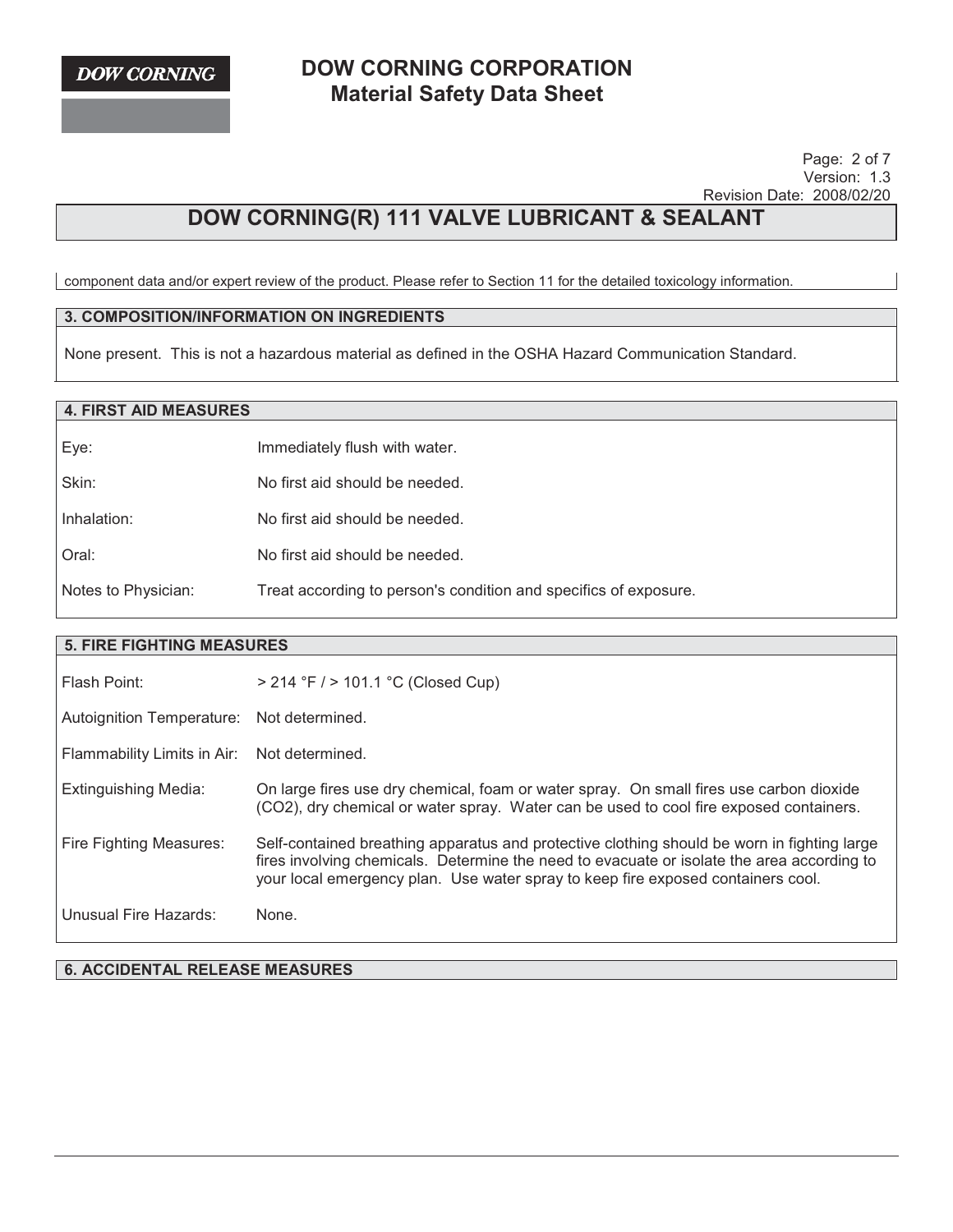component data and/or expert review of the product. Please refer to Section 11 for the detailed toxicology information.

## 3. COMPOSITION/INFORMATION ON INGREDIENTS

None present. This is not a hazardous material as defined in the OSHA Hazard Communication Standard.

## 4. FIRST AID MEASURES

| | |
|---|---|
| Eye: | Immediately flush with water. |
| Skin: | No first aid should be needed. |
| Inhalation: | No first aid should be needed. |
| Oral: | No first aid should be needed. |
| Notes to Physician: | Treat according to person's condition and specifics of exposure. |

## 5. FIRE FIGHTING MEASURES

| | |
|---|---|
| Flash Point: | > 214 °F / > 101.1 °C (Closed Cup) |
| Autoignition Temperature: | Not determined. |
| Flammability Limits in Air: | Not determined. |
| Extinguishing Media: | On large fires use dry chemical, foam or water spray. On small fires use carbon dioxide ($CO_2$), dry chemical or water spray. Water can be used to cool fire exposed containers. |
| Fire Fighting Measures: | Self-contained breathing apparatus and protective clothing should be worn in fighting large fires involving chemicals. Determine the need to evacuate or isolate the area according to your local emergency plan. Use water spray to keep fire exposed containers cool. |
| Unusual Fire Hazards: | None. |

## 6. ACCIDENTAL RELEASE MEASURES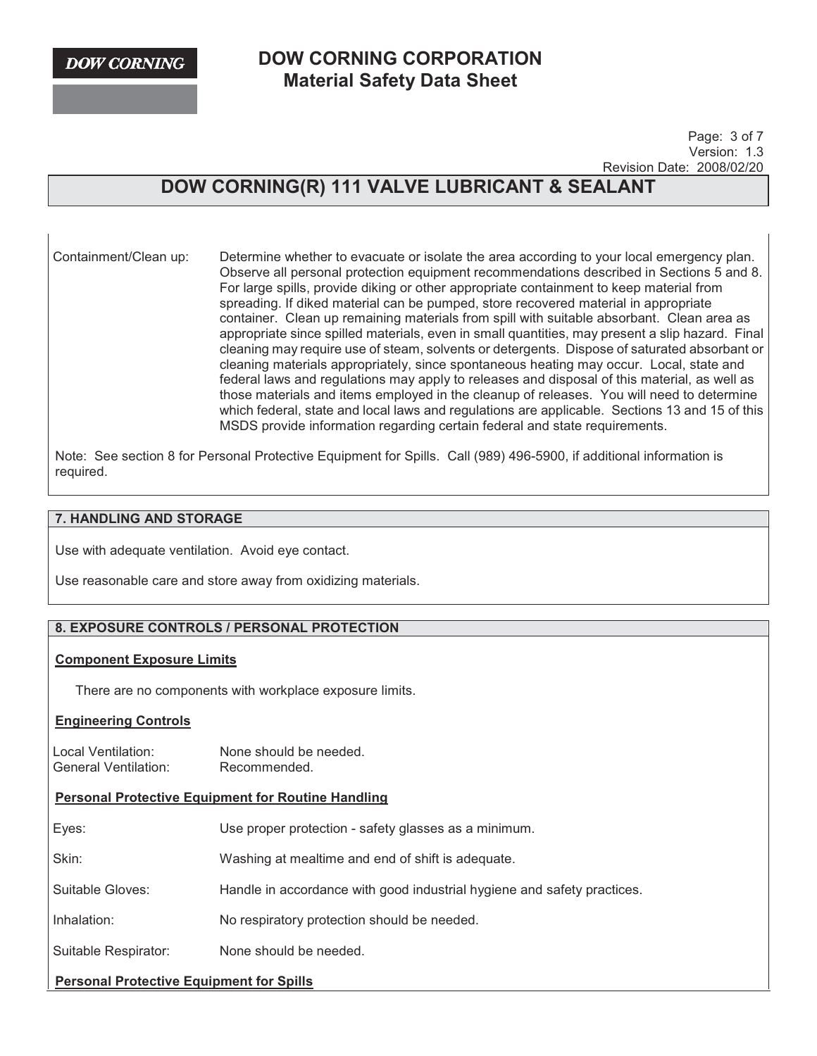Containment/Clean up: Determine whether to evacuate or isolate the area according to your local emergency plan. Observe all personal protection equipment recommendations described in Sections 5 and 8. For large spills, provide diking or other appropriate containment to keep material from spreading. If diked material can be pumped, store recovered material in appropriate container. Clean up remaining materials from spill with suitable absorbant. Clean area as appropriate since spilled materials, even in small quantities, may present a slip hazard. Final cleaning may require use of steam, solvents or detergents. Dispose of saturated absorbant or cleaning materials appropriately, since spontaneous heating may occur. Local, state and federal laws and regulations may apply to releases and disposal of this material, as well as those materials and items employed in the cleanup of releases. You will need to determine which federal, state and local laws and regulations are applicable. Sections 13 and 15 of this MSDS provide information regarding certain federal and state requirements.

Note: See section 8 for Personal Protective Equipment for Spills. Call (989) 496-5900, if additional information is required.

## 7. HANDLING AND STORAGE

Use with adequate ventilation. Avoid eye contact.

Use reasonable care and store away from oxidizing materials.

## 8. EXPOSURE CONTROLS / PERSONAL PROTECTION

### Component Exposure Limits

There are no components with workplace exposure limits.

### Engineering Controls

Local Ventilation: None should be needed.
General Ventilation: Recommended.

### Personal Protective Equipment for Routine Handling

Eyes: Use proper protection - safety glasses as a minimum.

Skin: Washing at mealtime and end of shift is adequate.

Suitable Gloves: Handle in accordance with good industrial hygiene and safety practices.

Inhalation: No respiratory protection should be needed.

Suitable Respirator: None should be needed.

### Personal Protective Equipment for Spills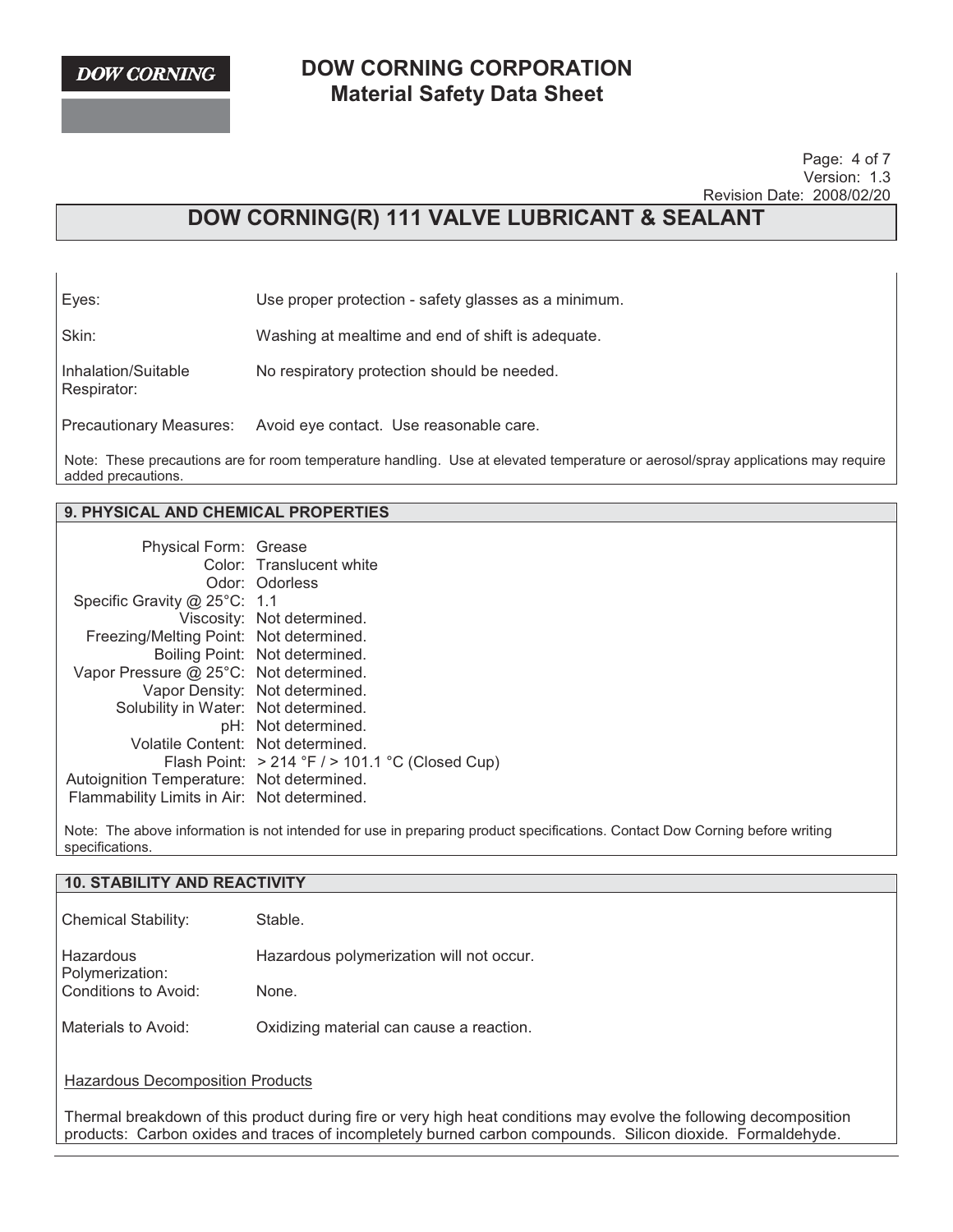| | |
|---|---|
| Eyes: | Use proper protection - safety glasses as a minimum. |
| Skin: | Washing at mealtime and end of shift is adequate. |
| Inhalation/Suitable Respirator: | No respiratory protection should be needed. |
| Precautionary Measures: | Avoid eye contact. Use reasonable care. |

Note: These precautions are for room temperature handling. Use at elevated temperature or aerosol/spray applications may require added precautions.

## 9. PHYSICAL AND CHEMICAL PROPERTIES

| | |
|---|---|
| Physical Form: | Grease |
| Color: | Translucent white |
| Odor: | Odorless |
| Specific Gravity @ 25°C: | 1.1 |
| Viscosity: | Not determined. |
| Freezing/Melting Point: | Not determined. |
| Boiling Point: | Not determined. |
| Vapor Pressure @ 25°C: | Not determined. |
| Vapor Density: | Not determined. |
| Solubility in Water: | Not determined. |
| pH: | Not determined. |
| Volatile Content: | Not determined. |
| Flash Point: | > 214 °F / > 101.1 °C (Closed Cup) |
| Autoignition Temperature: | Not determined. |
| Flammability Limits in Air: | Not determined. |

Note: The above information is not intended for use in preparing product specifications. Contact Dow Corning before writing specifications.

## 10. STABILITY AND REACTIVITY

| | |
|---|---|
| Chemical Stability: | Stable. |
| Hazardous Polymerization: | Hazardous polymerization will not occur. |
| Conditions to Avoid: | None. |
| Materials to Avoid: | Oxidizing material can cause a reaction. |

Hazardous Decomposition Products

Thermal breakdown of this product during fire or very high heat conditions may evolve the following decomposition products: Carbon oxides and traces of incompletely burned carbon compounds. Silicon dioxide. Formaldehyde.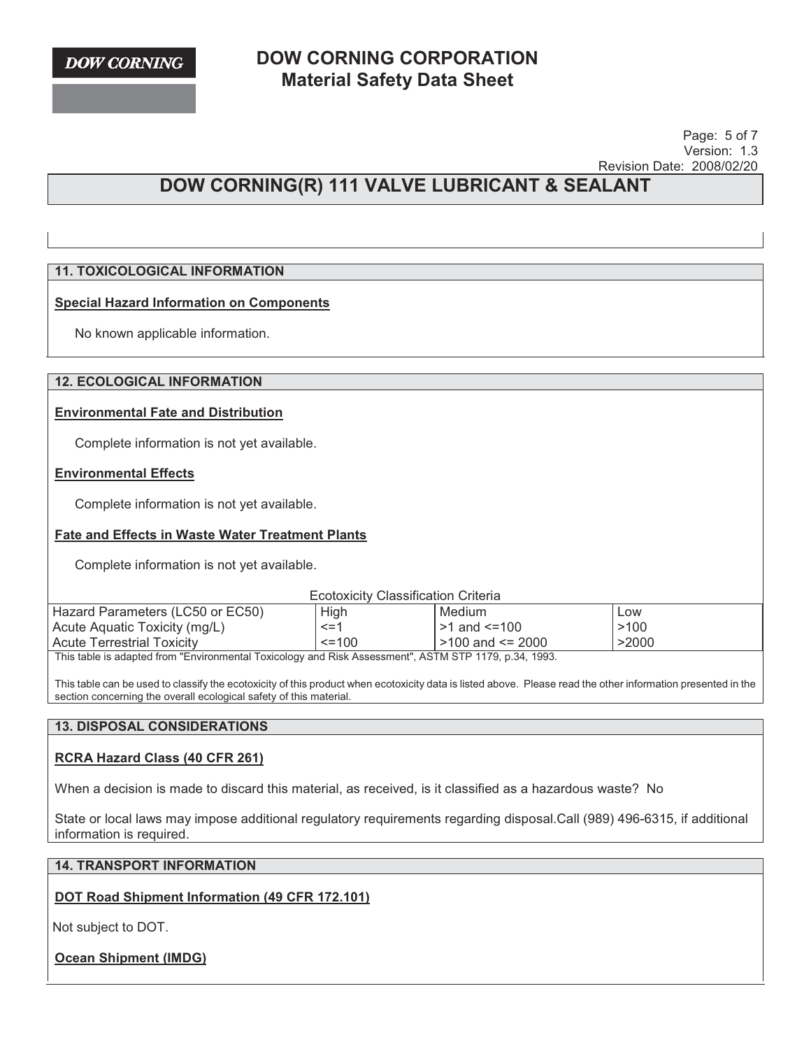## 11. TOXICOLOGICAL INFORMATION

**Special Hazard Information on Components**

No known applicable information.

## 12. ECOLOGICAL INFORMATION

**Environmental Fate and Distribution**

Complete information is not yet available.

**Environmental Effects**

Complete information is not yet available.

**Fate and Effects in Waste Water Treatment Plants**

Complete information is not yet available.

Ecotoxicity Classification Criteria

| Hazard Parameters (LC50 or EC50) | High | Medium | Low |
|---|---|---|---|
| Acute Aquatic Toxicity (mg/L) | <=1 | >1 and <=100 | >100 |
| Acute Terrestrial Toxicity | <=100 | >100 and <= 2000 | >2000 |

This table is adapted from "Environmental Toxicology and Risk Assessment", ASTM STP 1179, p.34, 1993.

This table can be used to classify the ecotoxicity of this product when ecotoxicity data is listed above. Please read the other information presented in the section concerning the overall ecological safety of this material.

## 13. DISPOSAL CONSIDERATIONS

**RCRA Hazard Class (40 CFR 261)**

When a decision is made to discard this material, as received, is it classified as a hazardous waste? No

State or local laws may impose additional regulatory requirements regarding disposal.Call (989) 496-6315, if additional information is required.

## 14. TRANSPORT INFORMATION

**DOT Road Shipment Information (49 CFR 172.101)**

Not subject to DOT.

**Ocean Shipment (IMDG)**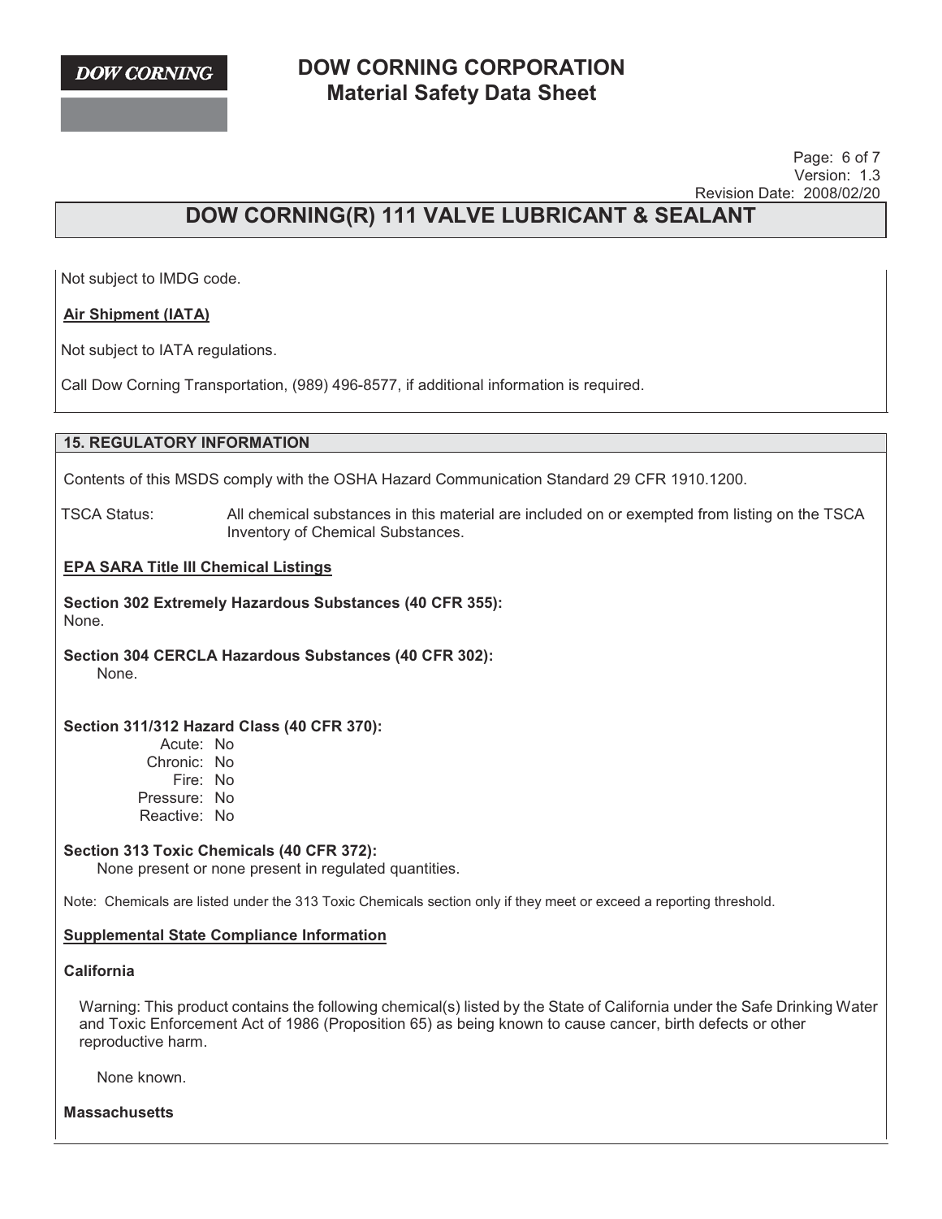Not subject to IMDG code.

**Air Shipment (IATA)**

Not subject to IATA regulations.

Call Dow Corning Transportation, (989) 496-8577, if additional information is required.

## 15. REGULATORY INFORMATION

Contents of this MSDS comply with the OSHA Hazard Communication Standard 29 CFR 1910.1200.

TSCA Status: All chemical substances in this material are included on or exempted from listing on the TSCA Inventory of Chemical Substances.

**EPA SARA Title III Chemical Listings**

**Section 302 Extremely Hazardous Substances (40 CFR 355):**
None.

**Section 304 CERCLA Hazardous Substances (40 CFR 302):**
None.

**Section 311/312 Hazard Class (40 CFR 370):**

Acute: No
Chronic: No
Fire: No
Pressure: No
Reactive: No

**Section 313 Toxic Chemicals (40 CFR 372):**
None present or none present in regulated quantities.

Note: Chemicals are listed under the 313 Toxic Chemicals section only if they meet or exceed a reporting threshold.

**Supplemental State Compliance Information**

**California**

Warning: This product contains the following chemical(s) listed by the State of California under the Safe Drinking Water and Toxic Enforcement Act of 1986 (Proposition 65) as being known to cause cancer, birth defects or other reproductive harm.

None known.

**Massachusetts**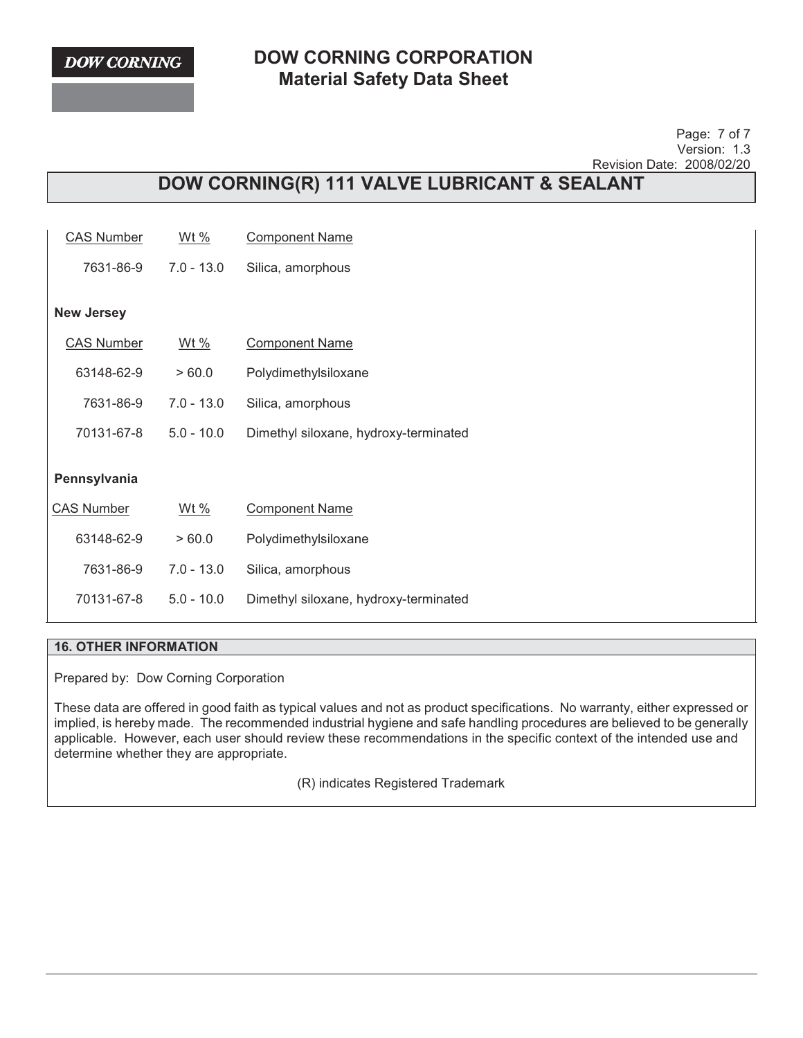| CAS Number | Wt % | Component Name |
|---|---|---|
| 7631-86-9 | 7.0 - 13.0 | Silica, amorphous |

**New Jersey**

| CAS Number | Wt % | Component Name |
|---|---|---|
| 63148-62-9 | > 60.0 | Polydimethylsiloxane |
| 7631-86-9 | 7.0 - 13.0 | Silica, amorphous |
| 70131-67-8 | 5.0 - 10.0 | Dimethyl siloxane, hydroxy-terminated |

**Pennsylvania**

| CAS Number | Wt % | Component Name |
|---|---|---|
| 63148-62-9 | > 60.0 | Polydimethylsiloxane |
| 7631-86-9 | 7.0 - 13.0 | Silica, amorphous |
| 70131-67-8 | 5.0 - 10.0 | Dimethyl siloxane, hydroxy-terminated |

## 16. OTHER INFORMATION

Prepared by: Dow Corning Corporation

These data are offered in good faith as typical values and not as product specifications. No warranty, either expressed or implied, is hereby made. The recommended industrial hygiene and safe handling procedures are believed to be generally applicable. However, each user should review these recommendations in the specific context of the intended use and determine whether they are appropriate.

(R) indicates Registered Trademark